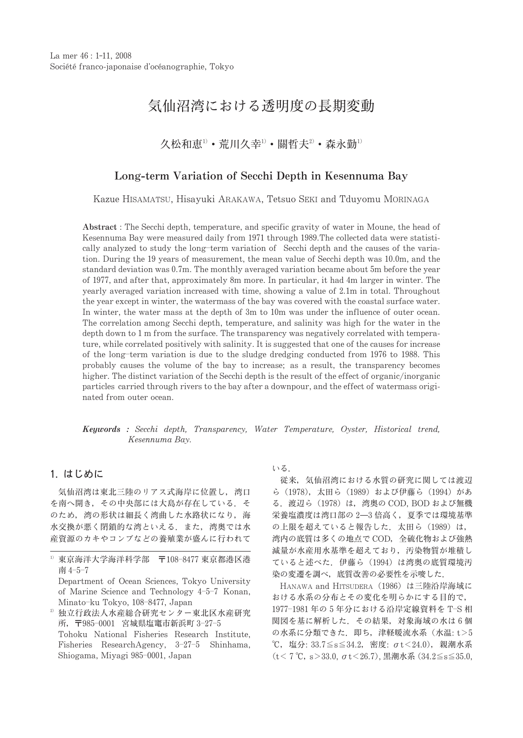La mer 46 : 1-11, 2008
Société franco-japonaise d'océanographie, Tokyo

# 気仙沼湾における透明度の長期変動

久松和恵[1]・荒川久幸[1]・關哲夫[2]・森永勤[1]

## Long-term Variation of Secchi Depth in Kesennuma Bay

Kazue HISAMATSU, Hisayuki ARAKAWA, Tetsuo SEKI and Tduyomu MORINAGA

**Abstract** : The Secchi depth, temperature, and specific gravity of water in Moune, the head of Kesennuma Bay were measured daily from 1971 through 1989.The collected data were statistically analyzed to study the long–term variation of Secchi depth and the causes of the variation. During the 19 years of measurement, the mean value of Secchi depth was 10.0m, and the standard deviation was 0.7m. The monthly averaged variation became about 5m before the year of 1977, and after that, approximately 8m more. In particular, it had 4m larger in winter. The yearly averaged variation increased with time, showing a value of 2.1m in total. Throughout the year except in winter, the watermass of the bay was covered with the coastal surface water. In winter, the water mass at the depth of 3m to 10m was under the influence of outer ocean. The correlation among Secchi depth, temperature, and salinity was high for the water in the depth down to 1 m from the surface. The transparency was negatively correlated with temperature, while correlated positively with salinity. It is suggested that one of the causes for increase of the long–term variation is due to the sludge dredging conducted from 1976 to 1988. This probably causes the volume of the bay to increase; as a result, the transparency becomes higher. The distinct variation of the Secchi depth is the result of the effect of organic/inorganic particles carried through rivers to the bay after a downpour, and the effect of watermass originated from outer ocean.

***Keywords** : Secchi depth, Transparency, Water Temperature, Oyster, Historical trend, Kesennuma Bay.*

## 1. はじめに

気仙沼湾は東北三陸のリアス式海岸に位置し，湾口を南へ開き，その中央部には大島が存在している．そのため，湾の形状は細長く湾曲した水路状になり，海水交換が悪く閉鎖的な湾といえる．また，湾奥では水産資源のカキやコンブなどの養殖業が盛んに行われている．

従来，気仙沼湾における水質の研究に関しては渡辺ら（1978），太田ら（1989）および伊藤ら（1994）がある．渡辺ら（1978）は，湾奥の COD, BOD および無機栄養塩濃度は湾口部の 2—3 倍高く，夏季では環境基準の上限を超えていると報告した．太田ら（1989）は，湾内の底質は多くの地点で COD，全硫化物および強熱減量が水産用水基準を超えており，汚染物質が堆積していると述べた．伊藤ら（1994）は湾奥の底質環境汚染の変遷を調べ，底質改善の必要性を示唆した．

HANAWA and HITSUDERA（1986）は三陸沿岸海域における水系の分布とその変化を明らかにする目的で，1977-1981 年の 5 年分における沿岸定線資料を T-S 相関図を基に解析した．その結果，対象海域の水は 6 個の水系に分類できた．即ち，津軽暖流水系（水温: $t>5$ ℃，塩分: $33.7 \leq s \leq 34.2$，密度: $\sigma t<24.0$），親潮水系（$t<7$ ℃，$s>33.0$，$\sigma t<26.7$），黒潮水系（$34.2 \leq s \leq 35.0$,

---

[1] 東京海洋大学海洋科学部　〒108-8477 東京都港区港南 4-5-7
Department of Ocean Sciences, Tokyo University of Marine Science and Technology 4-5-7 Konan, Minato-ku Tokyo, 108-8477, Japan

[2] 独立行政法人水産総合研究センター東北区水産研究所，〒985-0001　宮城県塩竃市新浜町 3-27-5
Tohoku National Fisheries Research Institute, Fisheries ResearchAgency, 3-27-5 Shinhama, Shiogama, Miyagi 985-0001, Japan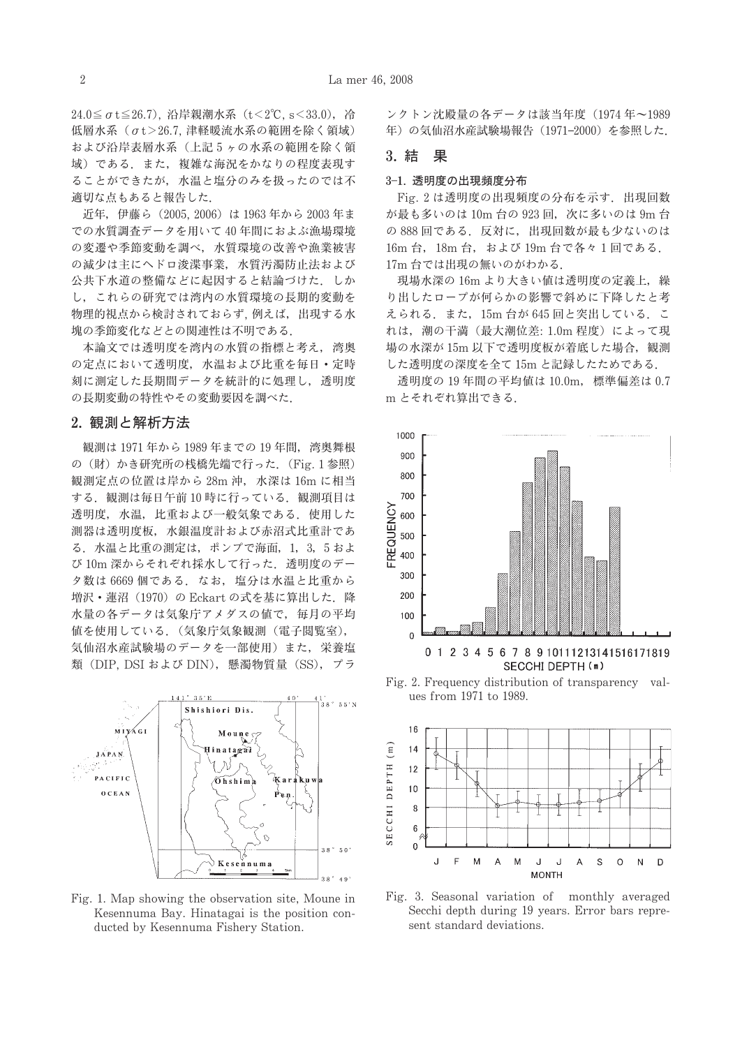$24.0 \leq \sigma t \leq 26.7$），沿岸親潮水系（$t < 2$℃，$s < 33.0$），冷低層水系（$\sigma t > 26.7$，津軽暖流水系の範囲を除く領域）および沿岸表層水系（上記5ヶの水系の範囲を除く領域）である．また，複雑な海況をかなりの程度表現することができたが，水温と塩分のみを扱ったのでは不適切な点もあると報告した．

近年，伊藤ら（2005, 2006）は1963年から2003年までの水質調査データを用いて40年間におよぶ漁場環境の変遷や季節変動を調べ，水質環境の改善や漁業被害の減少は主にヘドロ浚渫事業，水質汚濁防止法および公共下水道の整備などに起因すると結論づけた．しかし，これらの研究では湾内の水質環境の長期的変動を物理的視点から検討されておらず，例えば，出現する水塊の季節変化などとの関連性は不明である．

本論文では透明度を湾内の水質の指標と考え，湾奥の定点において透明度，水温および比重を毎日・定時刻に測定した長期間データを統計的に処理し，透明度の長期変動の特性やその変動要因を調べた．

## 2. 観測と解析方法

観測は1971年から1989年までの19年間，湾奥舞根の（財）かき研究所の桟橋先端で行った．（Fig. 1参照）観測定点の位置は岸から28m沖，水深は16mに相当する．観測は毎日午前10時に行っている．観測項目は透明度，水温，比重および一般気象である．使用した測器は透明度板，水銀温度計および赤沼式比重計である．水温と比重の測定は，ポンプで海面，1，3，5および10m深からそれぞれ採水して行った．透明度のデータ数は6669個である．なお，塩分は水温と比重から増沢・蓮沼（1970）のEckartの式を基に算出した．降水量の各データは気象庁アメダスの値で，毎月の平均値を使用している．（気象庁気象観測（電子閲覧室），気仙沼水産試験場のデータを一部使用）また，栄養塩類（DIP, DSI および DIN），懸濁物質量（SS），プランクトン沈殿量の各データは該当年度（1974年〜1989年）の気仙沼水産試験場報告（1971–2000）を参照した．

Fig. 1. Map showing the observation site, Moune in Kesennuma Bay. Hinatagai is the position conducted by Kesennuma Fishery Station.

## 3. 結　果

### 3-1. 透明度の出現頻度分布

Fig. 2は透明度の出現頻度の分布を示す．出現回数が最も多いのは10m台の923回，次に多いのは9m台の888回である．反対に，出現回数が最も少ないのは16m台，18m台，および19m台で各々1回である．17m台では出現の無いのがわかる．

現場水深の16mより大きい値は透明度の定義上，繰り出したロープが何らかの影響で斜めに下降したと考えられる．また，15m台が645回と突出している．これは，潮の干満（最大潮位差: 1.0m程度）によって現場の水深が15m以下で透明度板が着底した場合，観測した透明度の深度を全て15mと記録したためである．

透明度の19年間の平均値は10.0m，標準偏差は0.7mとそれぞれ算出できる．

Fig. 2. Frequency distribution of transparency values from 1971 to 1989.

Fig. 3. Seasonal variation of monthly averaged Secchi depth during 19 years. Error bars represent standard deviations.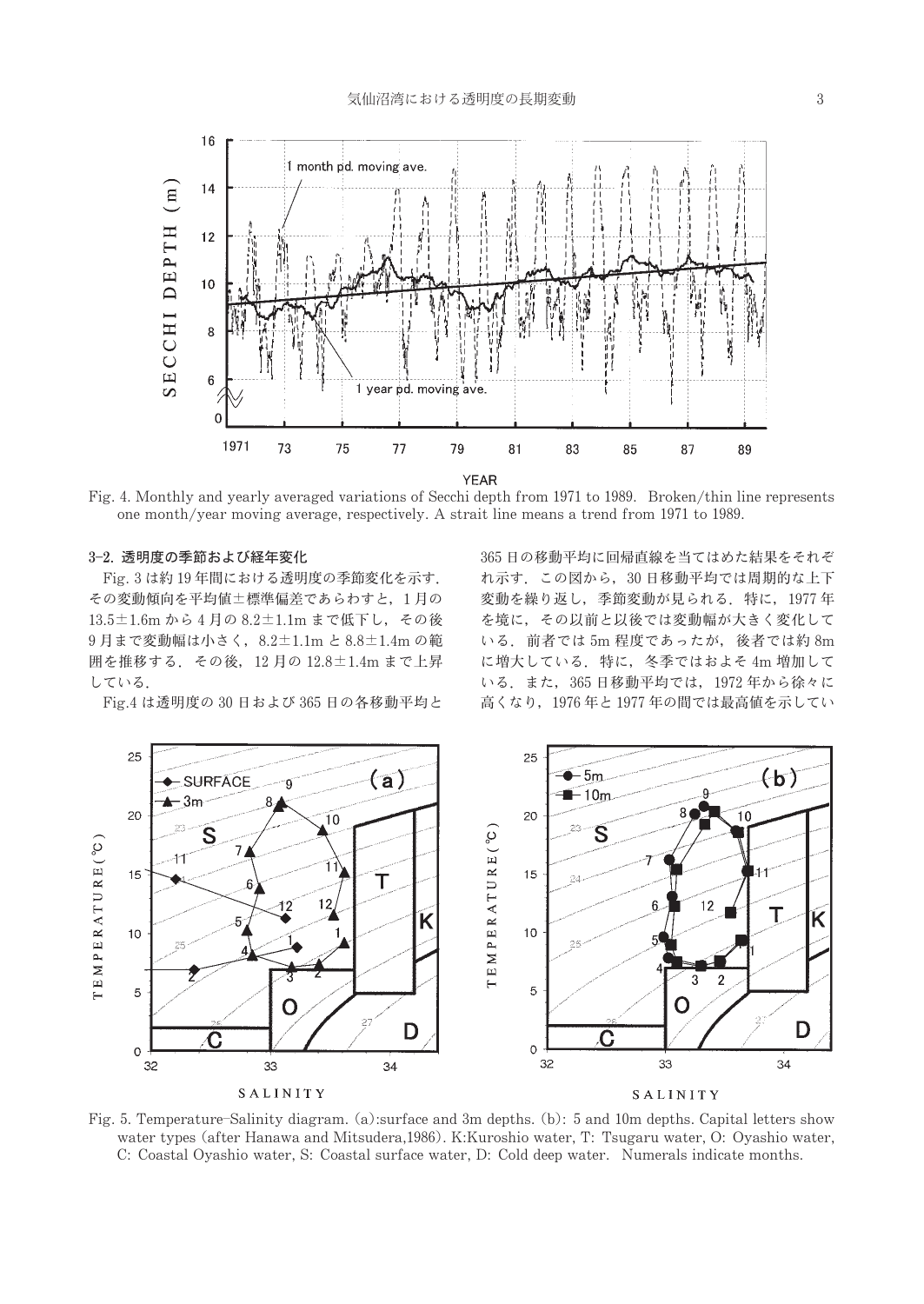Fig. 4. Monthly and yearly averaged variations of Secchi depth from 1971 to 1989. Broken/thin line represents one month/year moving average, respectively. A strait line means a trend from 1971 to 1989.

### 3-2. 透明度の季節および経年変化

Fig. 3 は約 19 年間における透明度の季節変化を示す．その変動傾向を平均値±標準偏差であらわすと，1 月の 13.5±1.6m から 4 月の 8.2±1.1m まで低下し，その後 9 月まで変動幅は小さく，8.2±1.1m と 8.8±1.4m の範囲を推移する．その後，12 月の 12.8±1.4m まで上昇している．

Fig.4 は透明度の 30 日および 365 日の各移動平均と 365 日の移動平均に回帰直線を当てはめた結果をそれぞれ示す．この図から，30 日移動平均では周期的な上下変動を繰り返し，季節変動が見られる．特に，1977 年を境に，その以前と以後では変動幅が大きく変化している．前者では 5m 程度であったが，後者では約 8m に増大している．特に，冬季ではおよそ 4m 増加している．また，365 日移動平均では，1972 年から徐々に高くなり，1976 年と 1977 年の間では最高値を示してい

Fig. 5. Temperature–Salinity diagram. (a):surface and 3m depths. (b): 5 and 10m depths. Capital letters show water types (after Hanawa and Mitsudera,1986). K:Kuroshio water, T: Tsugaru water, O: Oyashio water, C: Coastal Oyashio water, S: Coastal surface water, D: Cold deep water. Numerals indicate months.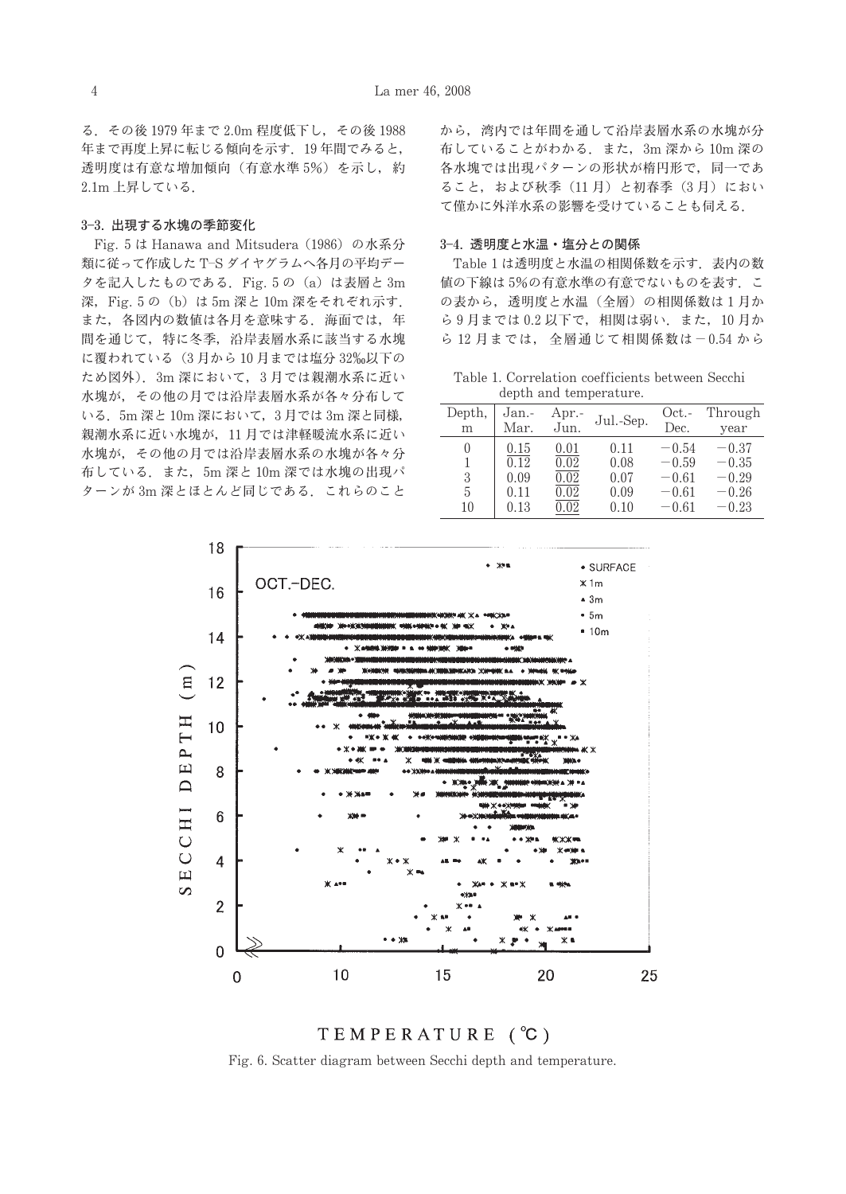る．その後 1979 年まで 2.0m 程度低下し，その後 1988 年まで再度上昇に転じる傾向を示す．19 年間でみると，透明度は有意な増加傾向（有意水準 5%）を示し，約 2.1m 上昇している．

### 3-3．出現する水塊の季節変化

Fig. 5 は Hanawa and Mitsudera（1986）の水系分類に従って作成した T-S ダイヤグラムへ各月の平均データを記入したものである．Fig. 5 の（a）は表層と 3m 深，Fig. 5 の（b）は 5m 深と 10m 深をそれぞれ示す．また，各図内の数値は各月を意味する．海面では，年間を通じて，特に冬季，沿岸表層水系に該当する水塊に覆われている（3 月から 10 月までは塩分 32‰以下のため図外）．3m 深において，3 月では親潮水系に近い水塊が，その他の月では沿岸表層水系が各々分布している．5m 深と 10m 深において，3 月では 3m 深と同様，親潮水系に近い水塊が，11 月では津軽暖流水系に近い水塊が，その他の月では沿岸表層水系の水塊が各々分布している．また，5m 深と 10m 深では水塊の出現パターンが 3m 深とほとんど同じである．これらのことから，湾内では年間を通して沿岸表層水系の水塊が分布していることがわかる．また，3m 深から 10m 深の各水塊では出現パターンの形状が楕円形で，同一であること，および秋季（11 月）と初春季（3 月）において僅かに外洋水系の影響を受けていることも伺える．

### 3-4．透明度と水温・塩分との関係

Table 1 は透明度と水温の相関係数を示す．表内の数値の下線は 5%の有意水準の有意でないものを表す．この表から，透明度と水温（全層）の相関係数は 1 月から 9 月までは 0.2 以下で，相関は弱い．また，10 月から 12 月までは，全層通じて相関係数は－0.54 から

Table 1. Correlation coefficients between Secchi depth and temperature.

| Depth, m | Jan.-Mar. | Apr.-Jun. | Jul.-Sep. | Oct.-Dec. | Through year |
|---|---|---|---|---|---|
| 0 | <u>0.15</u> | <u>0.01</u> | 0.11 | −0.54 | −0.37 |
| 1 | <u>0.12</u> | <u>0.02</u> | 0.08 | −0.59 | −0.35 |
| 3 | 0.09 | <u>0.02</u> | 0.07 | −0.61 | −0.29 |
| 5 | 0.11 | <u>0.02</u> | 0.09 | −0.61 | −0.26 |
| 10 | 0.13 | <u>0.02</u> | 0.10 | −0.61 | −0.23 |

Fig. 6. Scatter diagram between Secchi depth and temperature.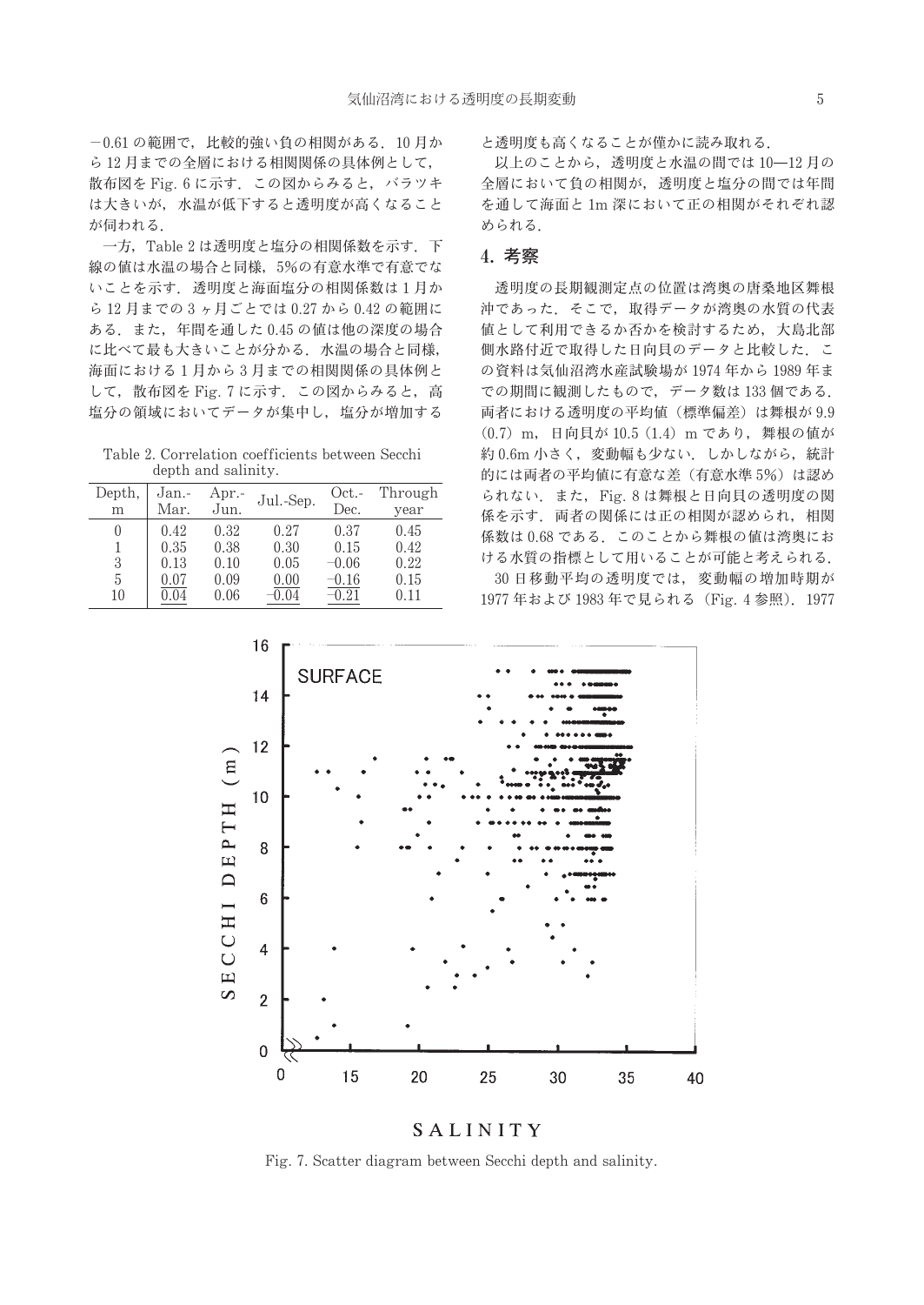−0.61 の範囲で，比較的強い負の相関がある．10 月から 12 月までの全層における相関関係の具体例として，散布図を Fig. 6 に示す．この図からみると，バラツキは大きいが，水温が低下すると透明度が高くなることが伺われる．

一方，Table 2 は透明度と塩分の相関係数を示す．下線の値は水温の場合と同様，5%の有意水準で有意でないことを示す．透明度と海面塩分の相関係数は 1 月から 12 月までの 3 ヶ月ごとでは 0.27 から 0.42 の範囲にある．また，年間を通した 0.45 の値は他の深度の場合に比べて最も大きいことが分かる．水温の場合と同様，海面における 1 月から 3 月までの相関関係の具体例として，散布図を Fig. 7 に示す．この図からみると，高塩分の領域においてデータが集中し，塩分が増加すると透明度も高くなることが僅かに読み取れる．

Table 2. Correlation coefficients between Secchi depth and salinity.

| Depth, m | Jan.-Mar. | Apr.-Jun. | Jul.-Sep. | Oct.-Dec. | Through year |
|---|---|---|---|---|---|
| 0 | 0.42 | 0.32 | 0.27 | 0.37 | 0.45 |
| 1 | 0.35 | 0.38 | 0.30 | 0.15 | 0.42 |
| 3 | 0.13 | 0.10 | 0.05 | −0.06 | 0.22 |
| 5 | 0.07 | 0.09 | 0.00 | −0.16 | 0.15 |
| 10 | 0.04 | 0.06 | −0.04 | −0.21 | 0.11 |

以上のことから，透明度と水温の間では 10—12 月の全層において負の相関が，透明度と塩分の間では年間を通して海面と 1m 深において正の相関がそれぞれ認められる．

## 4. 考察

透明度の長期観測定点の位置は湾奥の唐桑地区舞根沖であった．そこで，取得データが湾奥の水質の代表値として利用できるか否かを検討するため，大島北部側水路付近で取得した日向貝のデータと比較した．この資料は気仙沼湾水産試験場が 1974 年から 1989 年までの期間に観測したもので，データ数は 133 個である．両者における透明度の平均値（標準偏差）は舞根が 9.9 (0.7) m，日向貝が 10.5 (1.4) m であり，舞根の値が約 0.6m 小さく，変動幅も少ない．しかしながら，統計的には両者の平均値に有意な差（有意水準 5%）は認められない．また，Fig. 8 は舞根と日向貝の透明度の関係を示す．両者の関係には正の相関が認められ，相関係数は 0.68 である．このことから舞根の値は湾奥における水質の指標として用いることが可能と考えられる．

30 日移動平均の透明度では，変動幅の増加時期が 1977 年および 1983 年で見られる（Fig. 4 参照）．1977

Fig. 7. Scatter diagram between Secchi depth and salinity.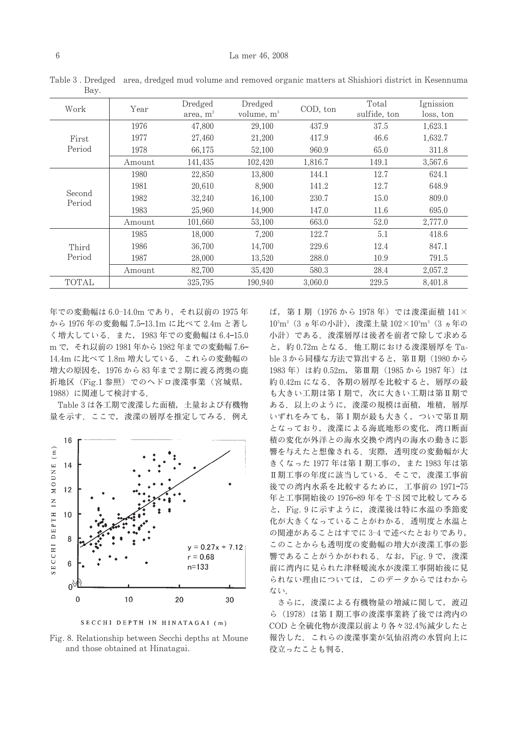Table 3 . Dredged area, dredged mud volume and removed organic matters at Shishiori district in Kesennuma Bay.

| Work | Year | Dredged area, $m^2$ | Dredged volume, $m^3$ | COD, ton | Total sulfide, ton | Ignission loss, ton |
|---|---|---|---|---|---|---|
| First Period | 1976 | 47,800 | 29,100 | 437.9 | 37.5 | 1,623.1 |
| | 1977 | 27,460 | 21,200 | 417.9 | 46.6 | 1,632.7 |
| | 1978 | 66,175 | 52,100 | 960.9 | 65.0 | 311.8 |
| | Amount | 141,435 | 102,420 | 1,816.7 | 149.1 | 3,567.6 |
| Second Period | 1980 | 22,850 | 13,800 | 144.1 | 12.7 | 624.1 |
| | 1981 | 20,610 | 8,900 | 141.2 | 12.7 | 648.9 |
| | 1982 | 32,240 | 16,100 | 230.7 | 15.0 | 809.0 |
| | 1983 | 25,960 | 14,900 | 147.0 | 11.6 | 695.0 |
| | Amount | 101,660 | 53,100 | 663.0 | 52.0 | 2,777.0 |
| Third Period | 1985 | 18,000 | 7,200 | 122.7 | 5.1 | 418.6 |
| | 1986 | 36,700 | 14,700 | 229.6 | 12.4 | 847.1 |
| | 1987 | 28,000 | 13,520 | 288.0 | 10.9 | 791.5 |
| | Amount | 82,700 | 35,420 | 580.3 | 28.4 | 2,057.2 |
| TOTAL | | 325,795 | 190,940 | 3,060.0 | 229.5 | 8,401.8 |

年での変動幅は 6.0–14.0m であり，それ以前の 1975 年から 1976 年の変動幅 7.5–13.1m に比べて 2.4m と著しく増大している．また，1983 年での変動幅は 6.4–15.0 m で，それ以前の 1981 年から 1982 年までの変動幅 7.6–14.4m に比べて 1.8m 増大している．これらの変動幅の増大の原因を，1976 から 83 年まで 2 期に渡る湾奥の鹿折地区（Fig.1 参照）でのヘドロ浚渫事業（宮城県，1988）に関連して検討する．

Table 3 は各工期で浚渫した面積，土量および有機物量を示す．ここで，浚渫の層厚を推定してみる．例えば，第Ⅰ期（1976 から 1978 年）では浚渫面積 $141\times10^3m^2$（3 ヵ年の小計），浚渫土量 $102\times10^3m^3$（3 ヵ年の小計）である．浚渫層厚は後者を前者で除して求めると，約 0.72m となる．他工期における浚渫層厚を Table 3 から同様な方法で算出すると，第Ⅱ期（1980 から 1983 年）は約 0.52m，第Ⅲ期（1985 から 1987 年）は約 0.42m になる．各期の層厚を比較すると，層厚の最も大きい工期は第Ⅰ期で，次に大きい工期は第Ⅱ期である．以上のように，浚渫の規模は面積，堆積，層厚いずれをみても，第Ⅰ期が最も大きく，ついで第Ⅱ期となっており，浚渫による海底地形の変化，湾口断面積の変化が外洋との海水交換や湾内の海水の動きに影響を与えたと想像される．実際，透明度の変動幅が大きくなった 1977 年は第Ⅰ期工事の，また 1983 年は第Ⅱ期工事の年度に該当している．そこで，浚渫工事前後での湾内水系を比較するために，工事前の 1971–75 年と工事開始後の 1976–89 年を T–S 図で比較してみると，Fig. 9 に示すように，浚渫後は特に水温の季節変化が大きくなっていることがわかる．透明度と水温との関連があることはすでに 3–4 で述べたとおりであり，このことからも透明度の変動幅の増大が浚渫工事の影響であることがうかがわれる．なお，Fig. 9 で，浚渫前に湾内に見られた津軽暖流水が浚渫工事開始後に見られない理由については，このデータからではわからない．

さらに，浚渫による有機物量の増減に関して，渡辺ら（1978）は第Ⅰ期工事の浚渫事業終了後では湾内の COD と全硫化物が浚渫以前より各々32.4%減少したと報告した．これらの浚渫事業が気仙沼湾の水質向上に役立ったことも判る．

Fig. 8. Relationship between Secchi depths at Moune and those obtained at Hinatagai.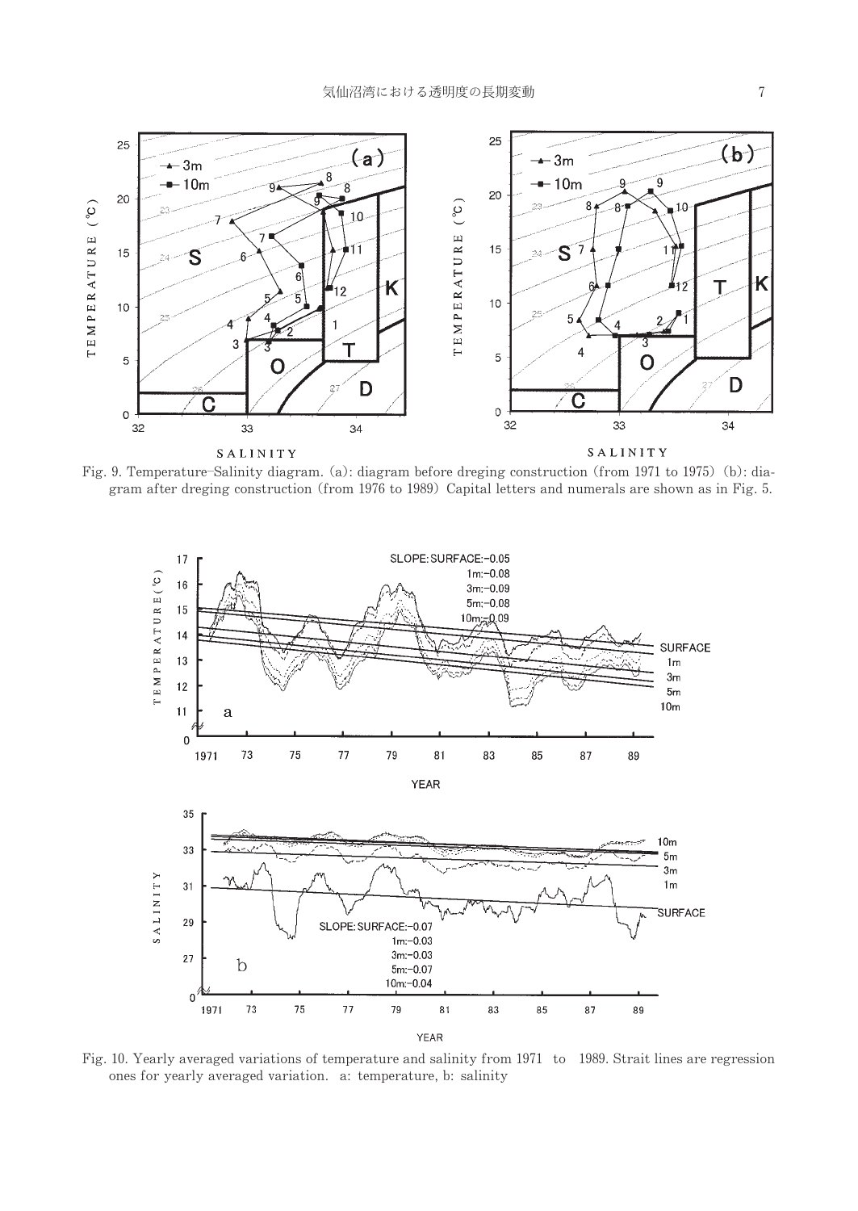Fig. 9. Temperature-Salinity diagram. (a): diagram before dreging construction (from 1971 to 1975) (b): diagram after dreging construction (from 1976 to 1989) Capital letters and numerals are shown as in Fig. 5.

Fig. 10. Yearly averaged variations of temperature and salinity from 1971 to 1989. Strait lines are regression ones for yearly averaged variation. a: temperature, b: salinity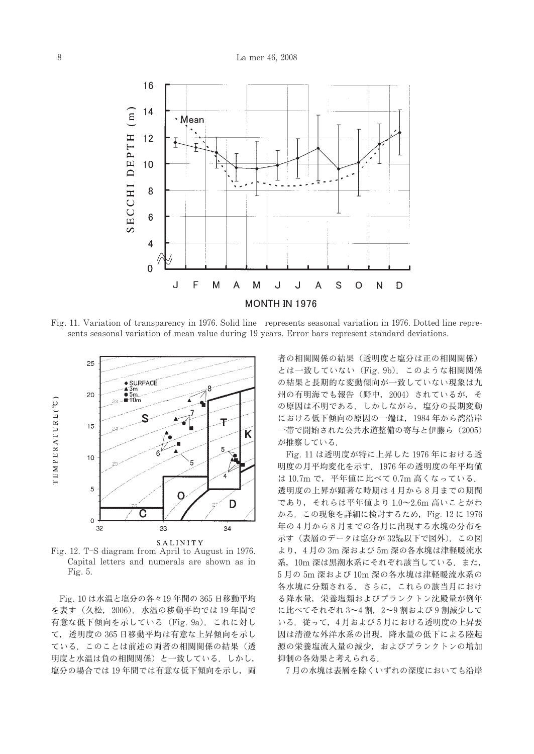Fig. 11. Variation of transparency in 1976. Solid line represents seasonal variation in 1976. Dotted line represents seasonal variation of mean value during 19 years. Error bars represent standard deviations.

Fig. 12. T–S diagram from April to August in 1976. Capital letters and numerals are shown as in Fig. 5.

Fig. 10は水温と塩分の各々19年間の365日移動平均を表す（久松，2006）．水温の移動平均では19年間で有意な低下傾向を示している（Fig. 9a）．これに対して，透明度の365日移動平均は有意な上昇傾向を示している．このことは前述の両者の相関関係の結果（透明度と水温は負の相関関係）と一致している．しかし，塩分の場合では19年間では有意な低下傾向を示し，両者の相関関係の結果（透明度と塩分は正の相関関係）とは一致していない（Fig. 9b）．このような相関関係の結果と長期的な変動傾向が一致していない現象は九州の有明海でも報告（野中，2004）されているが，その原因は不明である．しかしながら，塩分の長期変動における低下傾向の原因の一端は，1984年から湾沿岸一帯で開始された公共水道整備の寄与と伊藤ら（2005）が推察している．

Fig. 11は透明度が特に上昇した1976年における透明度の月平均変化を示す．1976年の透明度の年平均値は10.7mで，平年値に比べて0.7m高くなっている．透明度の上昇が顕著な時期は4月から8月までの期間であり，それらは平年値より1.0〜2.6m高いことがわかる．この現象を詳細に検討するため，Fig. 12に1976年の4月から8月までの各月に出現する水塊の分布を示す（表層のデータは塩分が32‰以下で図外）．この図より，4月の3m深および5m深の各水塊は津軽暖流水系，10m深は黒潮水系にそれぞれ該当している．また，5月の5m深および10m深の各水塊は津軽暖流水系の各水塊に分類される．さらに，これらの該当月における降水量，栄養塩類およびプランクトン沈殿量が例年に比べてそれぞれ3〜4割，2〜9割および9割減少している．従って，4月および5月における透明度の上昇要因は清澄な外洋水系の出現，降水量の低下による陸起源の栄養塩流入量の減少，およびプランクトンの増加抑制の各効果と考えられる．

7月の水塊は表層を除くいずれの深度においても沿岸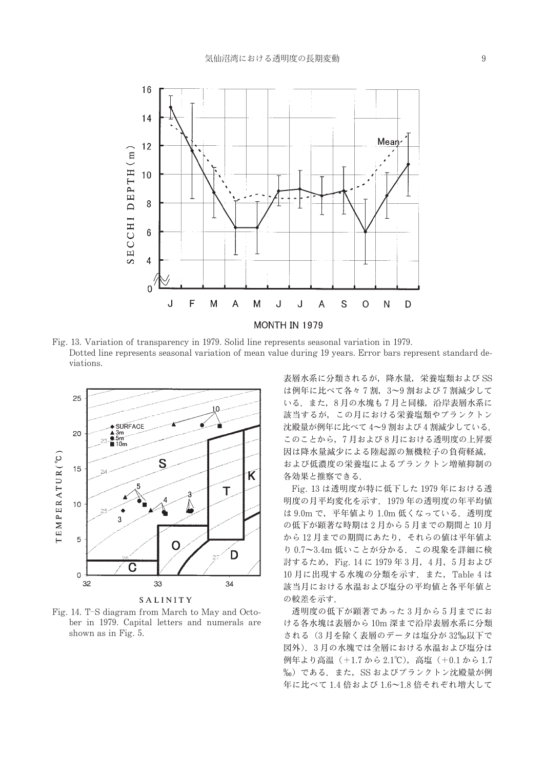Fig. 13. Variation of transparency in 1979. Solid line represents seasonal variation in 1979. Dotted line represents seasonal variation of mean value during 19 years. Error bars represent standard deviations.

Fig. 14. T–S diagram from March to May and October in 1979. Capital letters and numerals are shown as in Fig. 5.

表層水系に分類されるが，降水量，栄養塩類および SS は例年に比べて各々 7 割，3〜9 割および 7 割減少している．また，8 月の水塊も 7 月と同様，沿岸表層水系に該当するが，この月における栄養塩類やプランクトン沈殿量が例年に比べて 4〜9 割および 4 割減少している．このことから，7 月および 8 月における透明度の上昇要因は降水量減少による陸起源の無機粒子の負荷軽減，および低濃度の栄養塩によるプランクトン増殖抑制の各効果と推察できる．

Fig. 13 は透明度が特に低下した 1979 年における透明度の月平均変化を示す．1979 年の透明度の年平均値は 9.0m で，平年値より 1.0m 低くなっている．透明度の低下が顕著な時期は 2 月から 5 月までの期間と 10 月から 12 月までの期間にあたり，それらの値は平年値より 0.7〜3.4m 低いことが分かる．この現象を詳細に検討するため，Fig. 14 に 1979 年 3 月，4 月，5 月および 10 月に出現する水塊の分類を示す．また，Table 4 は該当月における水温および塩分の平均値と各平年値との較差を示す．

透明度の低下が顕著であった 3 月から 5 月までにおける各水塊は表層から 10m 深まで沿岸表層水系に分類される（3 月を除く表層のデータは塩分が 32‰以下で図外）．3 月の水塊では全層における水温および塩分は例年より高温（+1.7 から 2.1℃），高塩（+0.1 から 1.7 ‰）である．また，SS およびプランクトン沈殿量が例年に比べて 1.4 倍および 1.6〜1.8 倍それぞれ増大して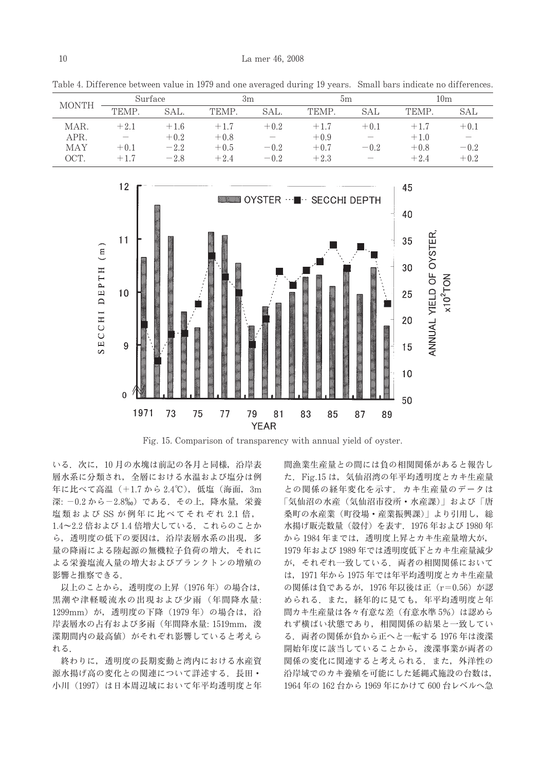Table 4. Difference between value in 1979 and one averaged during 19 years. Small bars indicate no differences.

| MONTH | Surface | | 3m | | 5m | | 10m | |
|---|---|---|---|---|---|---|---|---|
| | TEMP. | SAL. | TEMP. | SAL. | TEMP. | SAL | TEMP. | SAL |
| MAR. | +2.1 | +1.6 | +1.7 | +0.2 | +1.7 | +0.1 | +1.7 | +0.1 |
| APR. | − | +0.2 | +0.8 | − | +0.9 | − | +1.0 | − |
| MAY | +0.1 | −2.2 | +0.5 | −0.2 | +0.7 | −0.2 | +0.8 | −0.2 |
| OCT. | +1.7 | −2.8 | +2.4 | −0.2 | +2.3 | − | +2.4 | +0.2 |

Fig. 15. Comparison of transparency with annual yield of oyster.

いる．次に，10 月の水塊は前記の各月と同様，沿岸表層水系に分類され，全層における水温および塩分は例年に比べて高温（+1.7 から 2.4℃），低塩（海面，3m 深: −0.2 から−2.8‰）である．その上，降水量，栄養塩類および SS が例年に比べてそれぞれ 2.1 倍，1.4〜2.2 倍および 1.4 倍増大している．これらのことから，透明度の低下の要因は，沿岸表層水系の出現，多量の降雨による陸起源の無機粒子負荷の増大，それによる栄養塩流入量の増大およびプランクトンの増殖の影響と推察できる．

以上のことから，透明度の上昇（1976 年）の場合は，黒潮や津軽暖流水の出現および少雨（年間降水量: 1299mm）が，透明度の下降（1979 年）の場合は，沿岸表層水の占有および多雨（年間降水量: 1519mm，浚渫期間内の最高値）がそれぞれ影響していると考えられる．

終わりに，透明度の長期変動と湾内における水産資源水揚げ高の変化との関連について詳述する．長田・小川（1997）は日本周辺域において年平均透明度と年間漁業生産量との間には負の相関関係があると報告した．Fig.15 は，気仙沼湾の年平均透明度とカキ生産量との関係の経年変化を示す．カキ生産量のデータは「気仙沼の水産（気仙沼市役所・水産課）」および「唐桑町の水産業（町役場・産業振興課）」より引用し，総水揚げ販売数量（殻付）を表す．1976 年および 1980 年から 1984 年までは，透明度上昇とカキ生産量増大が，1979 年および 1989 年では透明度低下とカキ生産量減少が，それぞれ一致している．両者の相関関係においては，1971 年から 1975 年では年平均透明度とカキ生産量の関係は負であるが，1976 年以後は正（r=0.56）が認められる．また，経年的に見ても，年平均透明度と年間カキ生産量は各々有意な差（有意水準 5%）は認められず横ばい状態であり，相関関係の結果と一致している．両者の関係が負から正へと一転する 1976 年は浚渫開始年度に該当していることから，浚渫事業が両者の関係の変化に関連すると考えられる．また，外洋性の沿岸域でのカキ養殖を可能にした延縄式施設の台数は，1964 年の 162 台から 1969 年にかけて 600 台レベルへ急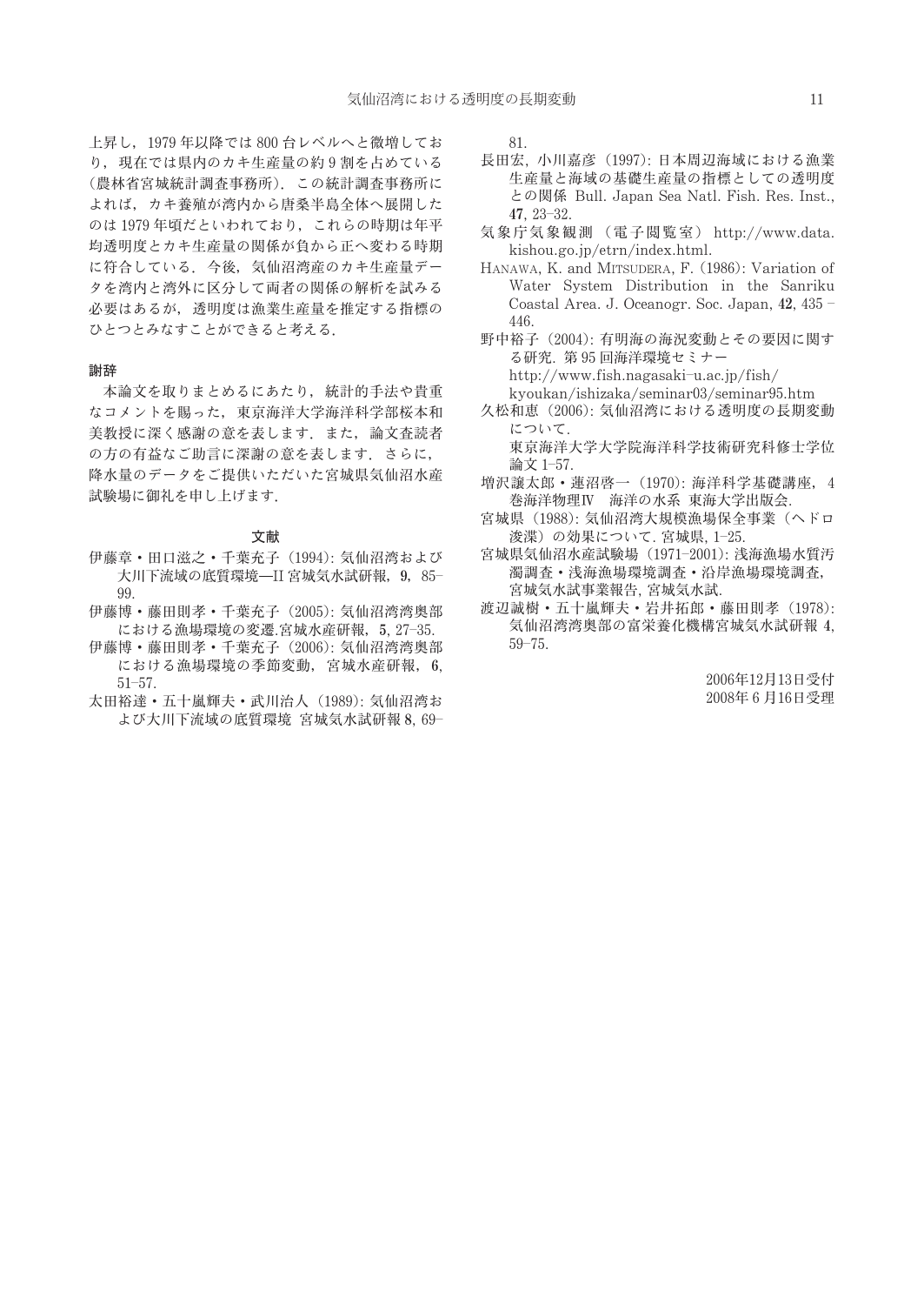上昇し，1979 年以降では 800 台レベルへと微増しており，現在では県内のカキ生産量の約 9 割を占めている（農林省宮城統計調査事務所）．この統計調査事務所によれば，カキ養殖が湾内から唐桑半島全体へ展開したのは 1979 年頃だといわれており，これらの時期は年平均透明度とカキ生産量の関係が負から正へ変わる時期に符合している．今後，気仙沼湾産のカキ生産量データを湾内と湾外に区分して両者の関係の解析を試みる必要はあるが，透明度は漁業生産量を推定する指標のひとつとみなすことができると考える．

## 謝辞

本論文を取りまとめるにあたり，統計的手法や貴重なコメントを賜った，東京海洋大学海洋科学部桜本和美教授に深く感謝の意を表します．また，論文査読者の方の有益なご助言に深謝の意を表します．さらに，降水量のデータをご提供いただいた宮城県気仙沼水産試験場に御礼を申し上げます．

## 文献

伊藤章・田口滋之・千葉充子（1994）: 気仙沼湾および大川下流域の底質環境―II 宮城気水試研報，**9**，85-99.

伊藤博・藤田則孝・千葉充子（2005）: 気仙沼湾湾奥部における漁場環境の変遷.宮城水産研報，**5**, 27-35.

伊藤博・藤田則孝・千葉充子（2006）: 気仙沼湾湾奥部における漁場環境の季節変動，宮城水産研報，**6**, 51-57.

太田裕達・五十嵐輝夫・武川治人（1989）: 気仙沼湾および大川下流域の底質環境 宮城気水試研報 8, 69-81.

長田宏，小川嘉彦（1997）: 日本周辺海域における漁業生産量と海域の基礎生産量の指標としての透明度との関係 Bull. Japan Sea Natl. Fish. Res. Inst., **47**, 23-32.

気象庁気象観測（電子閲覧室）http://www.data.kishou.go.jp/etrn/index.html.

HANAWA, K. and MITSUDERA, F. (1986): Variation of Water System Distribution in the Sanriku Coastal Area. J. Oceanogr. Soc. Japan, **42**, 435 - 446.

野中裕子（2004）: 有明海の海況変動とその要因に関する研究. 第 95 回海洋環境セミナー http://www.fish.nagasaki-u.ac.jp/fish/kyoukan/ishizaka/seminar03/seminar95.htm

久松和恵（2006）: 気仙沼湾における透明度の長期変動について.
東京海洋大学大学院海洋科学技術研究科修士学位論文 1-57.

増沢譲太郎・蓮沼啓一（1970）: 海洋科学基礎講座，4 巻海洋物理IV　海洋の水系 東海大学出版会.

宮城県（1988）: 気仙沼湾大規模漁場保全事業（ヘドロ浚渫）の効果について. 宮城県, 1-25.

宮城県気仙沼水産試験場（1971-2001）: 浅海漁場水質汚濁調査・浅海漁場環境調査・沿岸漁場環境調査，宮城気水試事業報告, 宮城気水試.

渡辺誠樹・五十嵐輝夫・岩井拓郎・藤田則孝（1978）: 気仙沼湾湾奥部の富栄養化機構宮城気水試研報 4, 59-75.

2006年12月13日受付
2008年 6 月16日受理